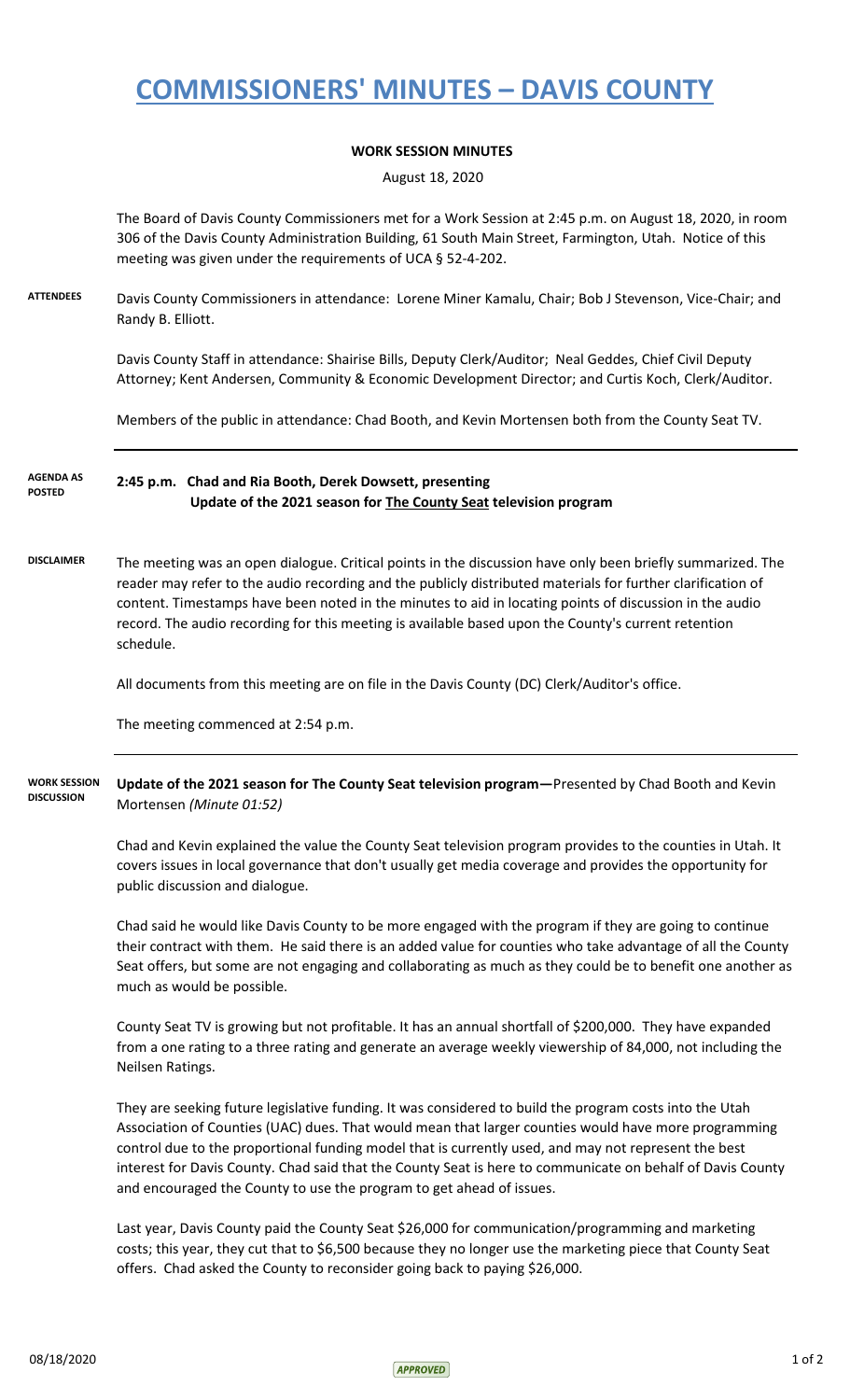# COMMISSIONERS' MINUTES – DAVIS COUNTY

**WORK SESSION MINUTES**

August 18, 2020

The Board of Davis County Commissioners met for a Work Session at 2:45 p.m. on August 18, 2020, in room 306 of the Davis County Administration Building, 61 South Main Street, Farmington, Utah. Notice of this meeting was given under the requirements of UCA § 52-4-202.

**ATTENDEES**

Davis County Commissioners in attendance: Lorene Miner Kamalu, Chair; Bob J Stevenson, Vice-Chair; and Randy B. Elliott.

Davis County Staff in attendance: Shairise Bills, Deputy Clerk/Auditor; Neal Geddes, Chief Civil Deputy Attorney; Kent Andersen, Community & Economic Development Director; and Curtis Koch, Clerk/Auditor.

Members of the public in attendance: Chad Booth, and Kevin Mortensen both from the County Seat TV.

**AGENDA AS POSTED**

**2:45 p.m. Chad and Ria Booth, Derek Dowsett, presenting**
**Update of the 2021 season for The County Seat television program**

**DISCLAIMER**

The meeting was an open dialogue. Critical points in the discussion have only been briefly summarized. The reader may refer to the audio recording and the publicly distributed materials for further clarification of content. Timestamps have been noted in the minutes to aid in locating points of discussion in the audio record. The audio recording for this meeting is available based upon the County's current retention schedule.

All documents from this meeting are on file in the Davis County (DC) Clerk/Auditor's office.

The meeting commenced at 2:54 p.m.

**WORK SESSION DISCUSSION**

**Update of the 2021 season for The County Seat television program—**Presented by Chad Booth and Kevin Mortensen *(Minute 01:52)*

Chad and Kevin explained the value the County Seat television program provides to the counties in Utah. It covers issues in local governance that don't usually get media coverage and provides the opportunity for public discussion and dialogue.

Chad said he would like Davis County to be more engaged with the program if they are going to continue their contract with them. He said there is an added value for counties who take advantage of all the County Seat offers, but some are not engaging and collaborating as much as they could be to benefit one another as much as would be possible.

County Seat TV is growing but not profitable. It has an annual shortfall of $200,000. They have expanded from a one rating to a three rating and generate an average weekly viewership of 84,000, not including the Neilsen Ratings.

They are seeking future legislative funding. It was considered to build the program costs into the Utah Association of Counties (UAC) dues. That would mean that larger counties would have more programming control due to the proportional funding model that is currently used, and may not represent the best interest for Davis County. Chad said that the County Seat is here to communicate on behalf of Davis County and encouraged the County to use the program to get ahead of issues.

Last year, Davis County paid the County Seat $26,000 for communication/programming and marketing costs; this year, they cut that to $6,500 because they no longer use the marketing piece that County Seat offers. Chad asked the County to reconsider going back to paying $26,000.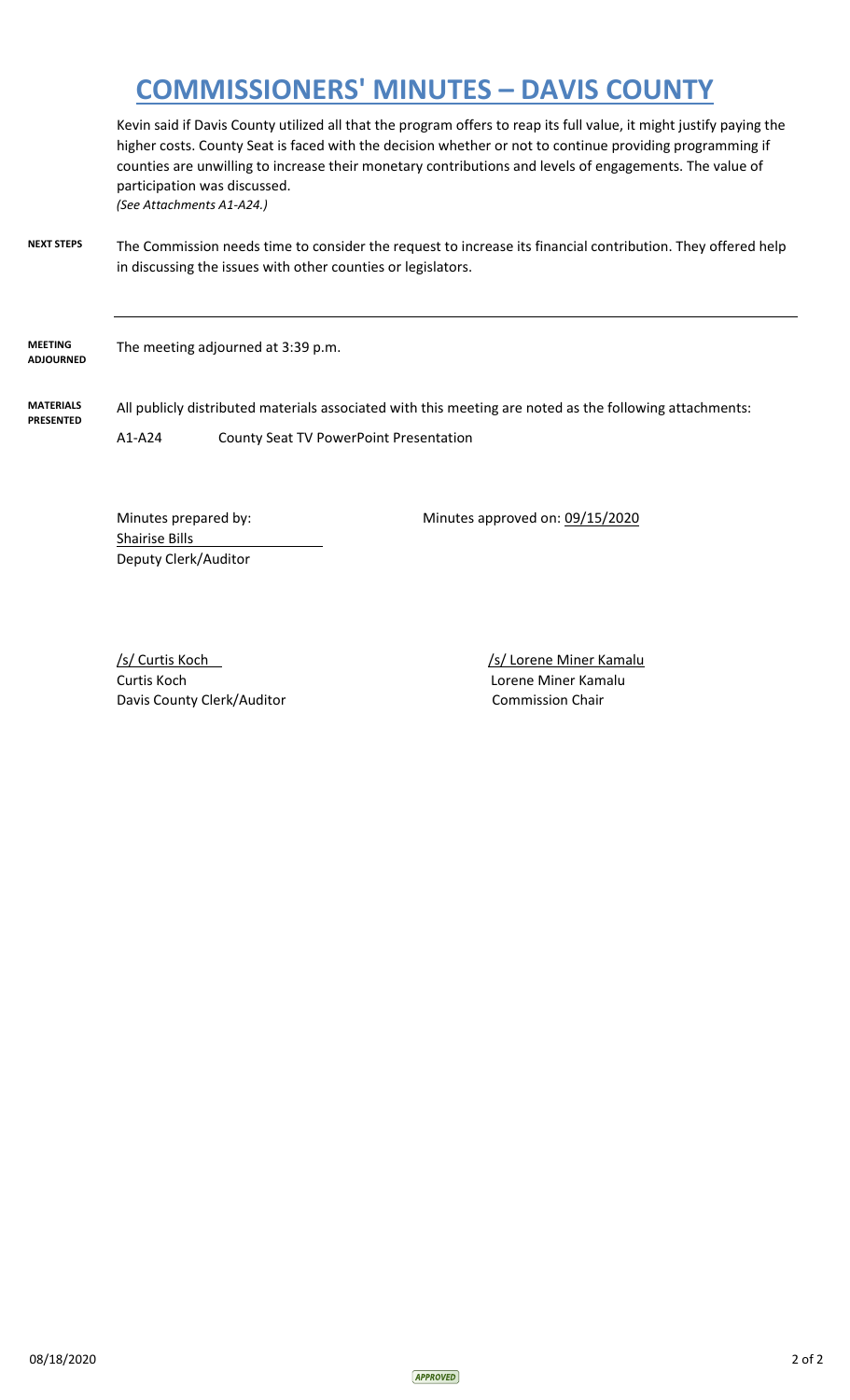# COMMISSIONERS' MINUTES – DAVIS COUNTY

Kevin said if Davis County utilized all that the program offers to reap its full value, it might justify paying the higher costs. County Seat is faced with the decision whether or not to continue providing programming if counties are unwilling to increase their monetary contributions and levels of engagements. The value of participation was discussed.
*(See Attachments A1-A24.)*

**NEXT STEPS** The Commission needs time to consider the request to increase its financial contribution. They offered help in discussing the issues with other counties or legislators.

---

**MEETING ADJOURNED** The meeting adjourned at 3:39 p.m.

**MATERIALS PRESENTED** All publicly distributed materials associated with this meeting are noted as the following attachments:

A1-A24 County Seat TV PowerPoint Presentation

Minutes prepared by:
Shairise Bills
Deputy Clerk/Auditor

Minutes approved on: 09/15/2020

/s/ Curtis Koch
Curtis Koch
Davis County Clerk/Auditor

/s/ Lorene Miner Kamalu
Lorene Miner Kamalu
Commission Chair

08/18/2020

APPROVED